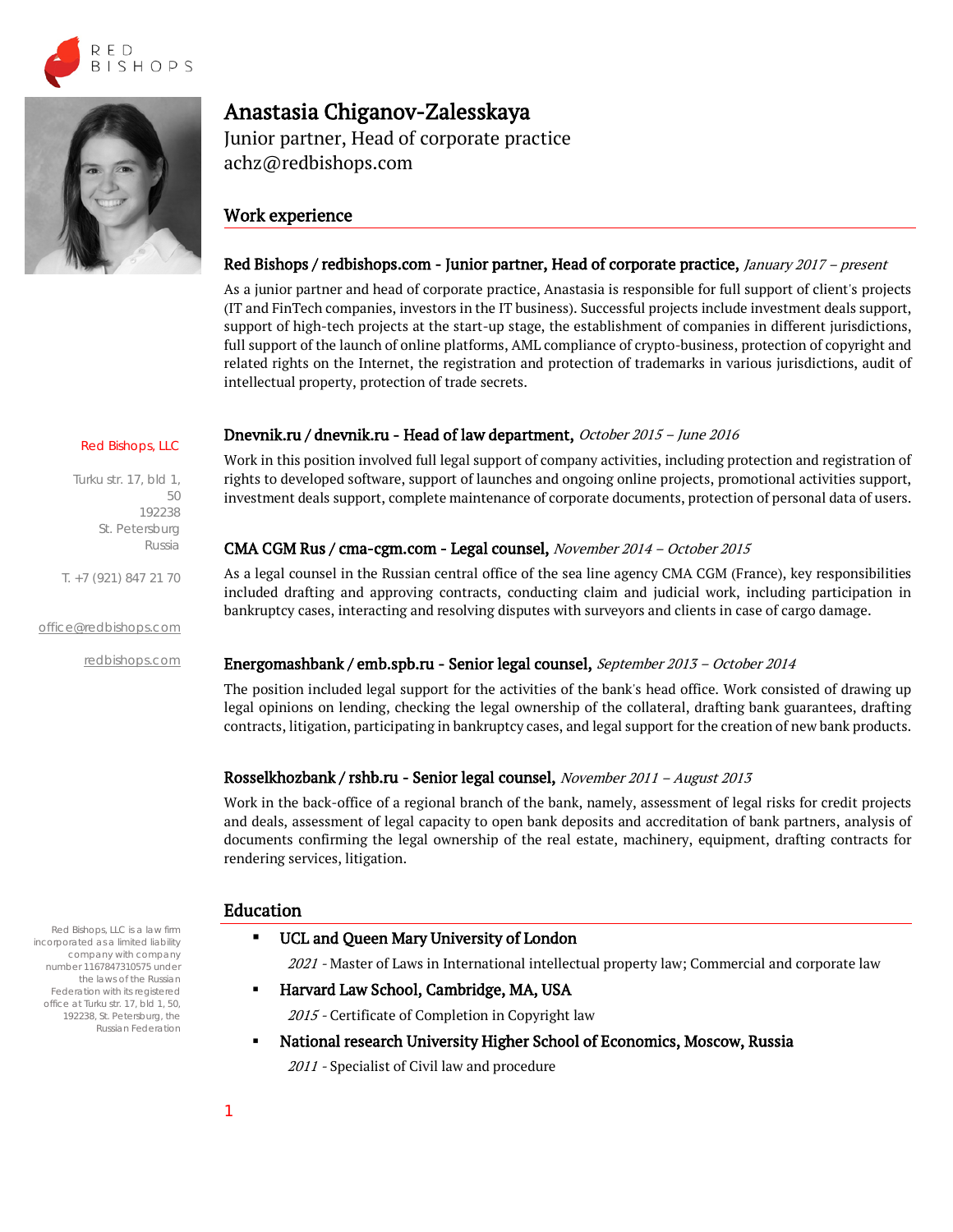RED BISHOPS

# Anastasia Chiganov-Zalesskaya

Junior partner, Head of corporate practice
achz@redbishops.com

## Work experience

### Red Bishops / redbishops.com - Junior partner, Head of corporate practice, *January 2017 – present*

As a junior partner and head of corporate practice, Anastasia is responsible for full support of client's projects (IT and FinTech companies, investors in the IT business). Successful projects include investment deals support, support of high-tech projects at the start-up stage, the establishment of companies in different jurisdictions, full support of the launch of online platforms, AML compliance of crypto-business, protection of copyright and related rights on the Internet, the registration and protection of trademarks in various jurisdictions, audit of intellectual property, protection of trade secrets.

### Dnevnik.ru / dnevnik.ru - Head of law department, *October 2015 – June 2016*

Work in this position involved full legal support of company activities, including protection and registration of rights to developed software, support of launches and ongoing online projects, promotional activities support, investment deals support, complete maintenance of corporate documents, protection of personal data of users.

### CMA CGM Rus / cma-cgm.com - Legal counsel, *November 2014 – October 2015*

As a legal counsel in the Russian central office of the sea line agency CMA CGM (France), key responsibilities included drafting and approving contracts, conducting claim and judicial work, including participation in bankruptcy cases, interacting and resolving disputes with surveyors and clients in case of cargo damage.

### Energomashbank / emb.spb.ru - Senior legal counsel, *September 2013 – October 2014*

The position included legal support for the activities of the bank's head office. Work consisted of drawing up legal opinions on lending, checking the legal ownership of the collateral, drafting bank guarantees, drafting contracts, litigation, participating in bankruptcy cases, and legal support for the creation of new bank products.

### Rosselkhozbank / rshb.ru - Senior legal counsel, *November 2011 – August 2013*

Work in the back-office of a regional branch of the bank, namely, assessment of legal risks for credit projects and deals, assessment of legal capacity to open bank deposits and accreditation of bank partners, analysis of documents confirming the legal ownership of the real estate, machinery, equipment, drafting contracts for rendering services, litigation.

## Education

- **UCL and Queen Mary University of London**

  *2021* - Master of Laws in International intellectual property law; Commercial and corporate law

- **Harvard Law School, Cambridge, MA, USA**

  *2015* - Certificate of Completion in Copyright law

- **National research University Higher School of Economics, Moscow, Russia**

  *2011* - Specialist of Civil law and procedure

---

Red Bishops, LLC

Turku str. 17, bld 1, 50
192238
St. Petersburg
Russia

T. +7 (921) 847 21 70

office@redbishops.com

redbishops.com

Red Bishops, LLC is a law firm incorporated as a limited liability company with company number 1167847310575 under the laws of the Russian Federation with its registered office at Turku str. 17, bld 1, 50, 192238, St. Petersburg, the Russian Federation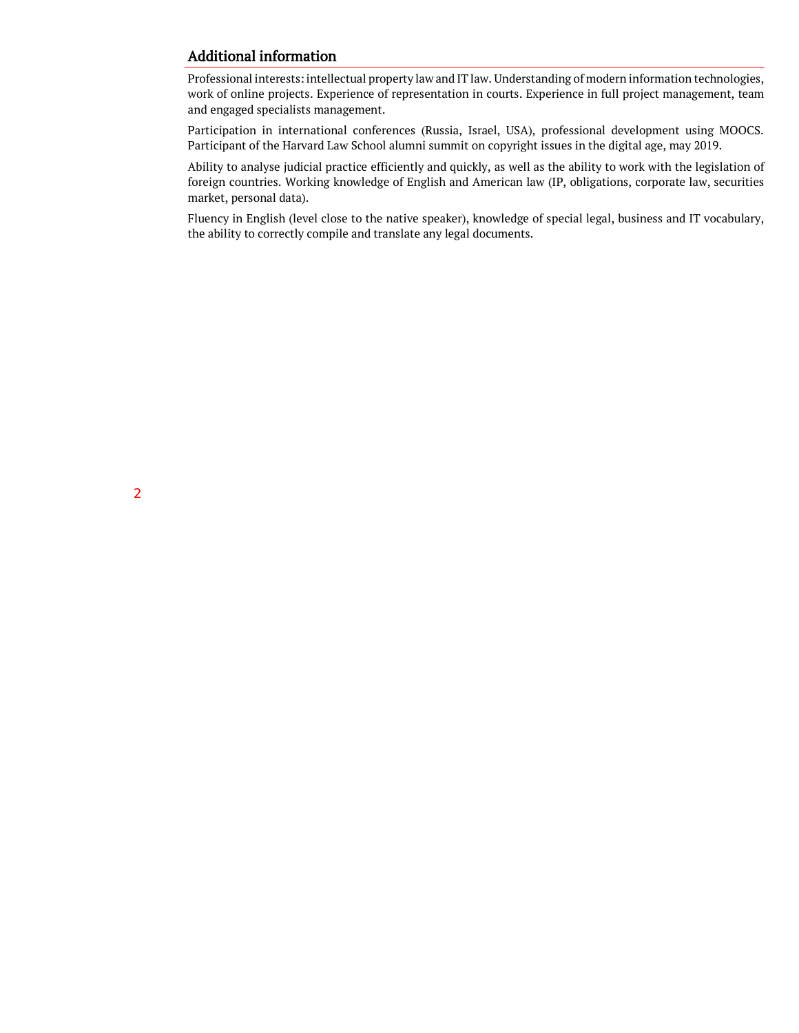## Additional information

Professional interests: intellectual property law and IT law. Understanding of modern information technologies, work of online projects. Experience of representation in courts. Experience in full project management, team and engaged specialists management.

Participation in international conferences (Russia, Israel, USA), professional development using MOOCS. Participant of the Harvard Law School alumni summit on copyright issues in the digital age, may 2019.

Ability to analyse judicial practice efficiently and quickly, as well as the ability to work with the legislation of foreign countries. Working knowledge of English and American law (IP, obligations, corporate law, securities market, personal data).

Fluency in English (level close to the native speaker), knowledge of special legal, business and IT vocabulary, the ability to correctly compile and translate any legal documents.